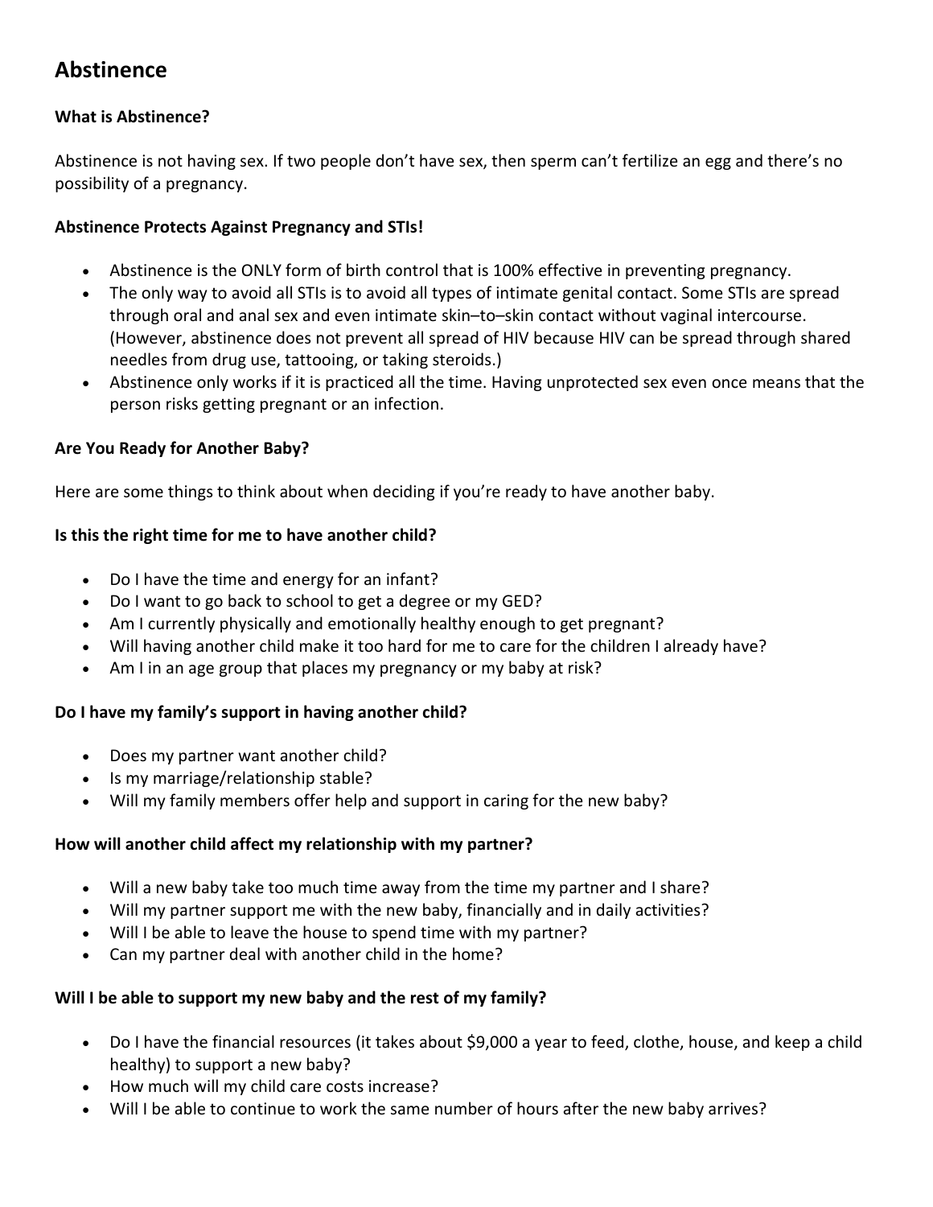## Abstinence

### What is Abstinence?

Abstinence is not having sex. If two people don't have sex, then sperm can't fertilize an egg and there's no possibility of a pregnancy.

### Abstinence Protects Against Pregnancy and STIs!

- Abstinence is the ONLY form of birth control that is 100% effective in preventing pregnancy.
- The only way to avoid all STIs is to avoid all types of intimate genital contact. Some STIs are spread through oral and anal sex and even intimate skin–to–skin contact without vaginal intercourse. (However, abstinence does not prevent all spread of HIV because HIV can be spread through shared needles from drug use, tattooing, or taking steroids.)
- Abstinence only works if it is practiced all the time. Having unprotected sex even once means that the person risks getting pregnant or an infection.

### Are You Ready for Another Baby?

Here are some things to think about when deciding if you're ready to have another baby.

### Is this the right time for me to have another child?

- Do I have the time and energy for an infant?
- Do I want to go back to school to get a degree or my GED?
- Am I currently physically and emotionally healthy enough to get pregnant?
- Will having another child make it too hard for me to care for the children I already have?
- Am I in an age group that places my pregnancy or my baby at risk?

### Do I have my family's support in having another child?

- Does my partner want another child?
- Is my marriage/relationship stable?
- Will my family members offer help and support in caring for the new baby?

### How will another child affect my relationship with my partner?

- Will a new baby take too much time away from the time my partner and I share?
- Will my partner support me with the new baby, financially and in daily activities?
- Will I be able to leave the house to spend time with my partner?
- Can my partner deal with another child in the home?

### Will I be able to support my new baby and the rest of my family?

- Do I have the financial resources (it takes about $9,000 a year to feed, clothe, house, and keep a child healthy) to support a new baby?
- How much will my child care costs increase?
- Will I be able to continue to work the same number of hours after the new baby arrives?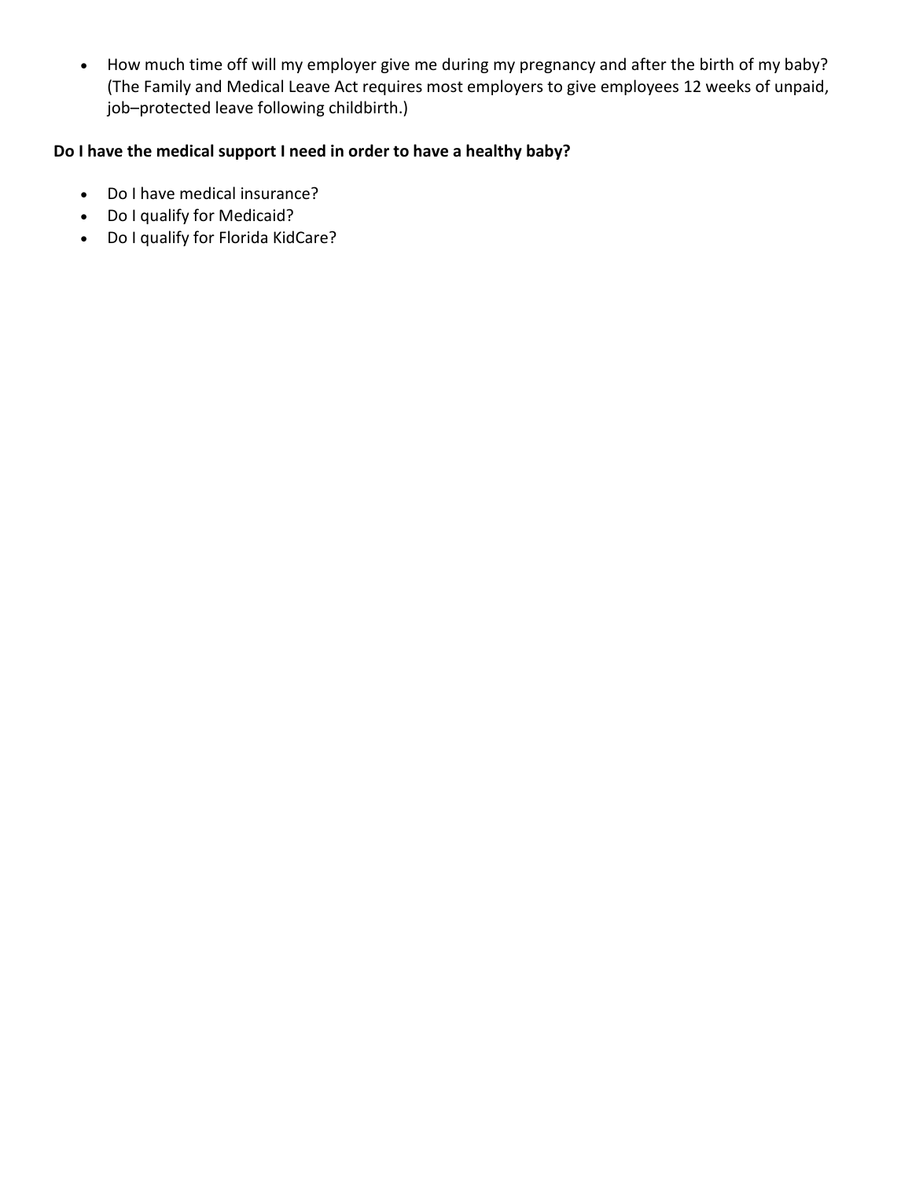- How much time off will my employer give me during my pregnancy and after the birth of my baby? (The Family and Medical Leave Act requires most employers to give employees 12 weeks of unpaid, job–protected leave following childbirth.)

**Do I have the medical support I need in order to have a healthy baby?**

- Do I have medical insurance?
- Do I qualify for Medicaid?
- Do I qualify for Florida KidCare?